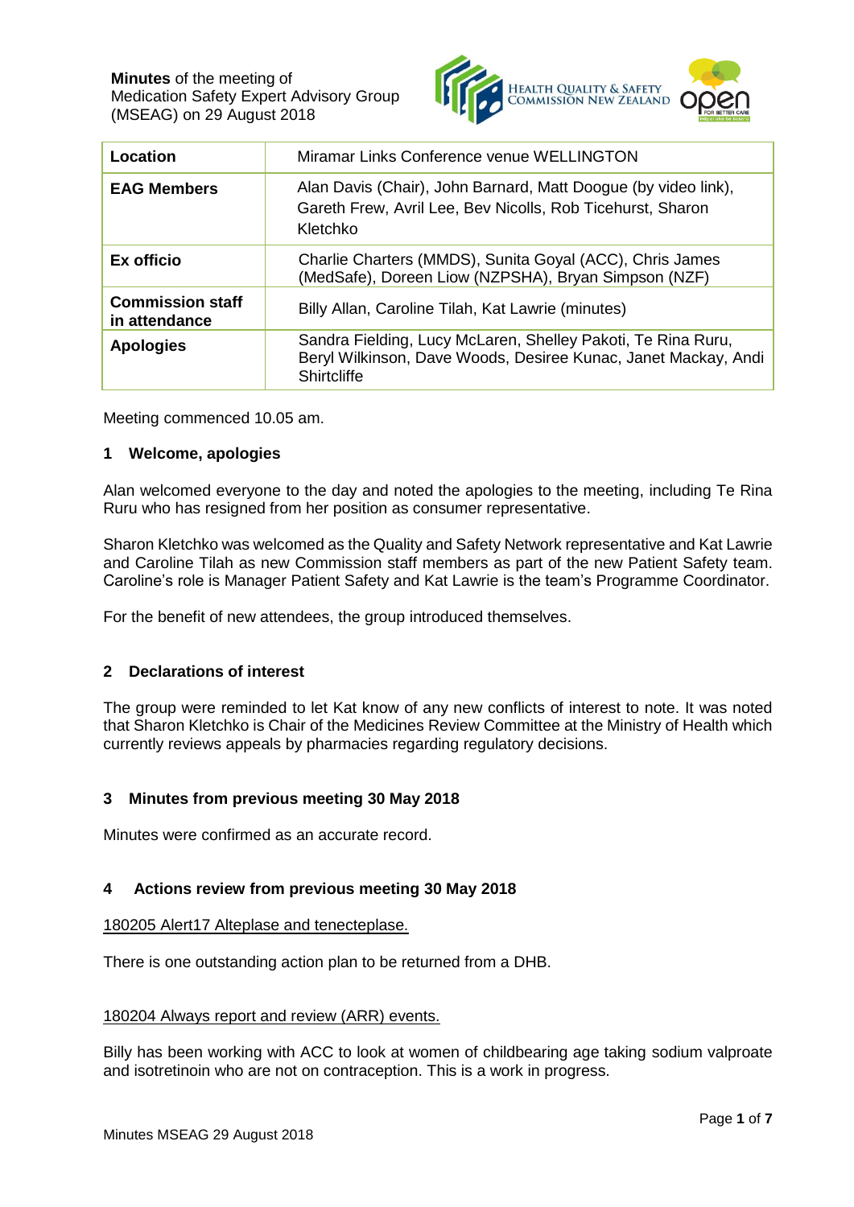**Minutes** of the meeting of
Medication Safety Expert Advisory Group
(MSEAG) on 29 August 2018

| Location | Miramar Links Conference venue WELLINGTON |
|---|---|
| **EAG Members** | Alan Davis (Chair), John Barnard, Matt Doogue (by video link), Gareth Frew, Avril Lee, Bev Nicolls, Rob Ticehurst, Sharon Kletchko |
| **Ex officio** | Charlie Charters (MMDS), Sunita Goyal (ACC), Chris James (MedSafe), Doreen Liow (NZPSHA), Bryan Simpson (NZF) |
| **Commission staff in attendance** | Billy Allan, Caroline Tilah, Kat Lawrie (minutes) |
| **Apologies** | Sandra Fielding, Lucy McLaren, Shelley Pakoti, Te Rina Ruru, Beryl Wilkinson, Dave Woods, Desiree Kunac, Janet Mackay, Andi Shirtcliffe |

Meeting commenced 10.05 am.

## 1 Welcome, apologies

Alan welcomed everyone to the day and noted the apologies to the meeting, including Te Rina Ruru who has resigned from her position as consumer representative.

Sharon Kletchko was welcomed as the Quality and Safety Network representative and Kat Lawrie and Caroline Tilah as new Commission staff members as part of the new Patient Safety team. Caroline's role is Manager Patient Safety and Kat Lawrie is the team's Programme Coordinator.

For the benefit of new attendees, the group introduced themselves.

## 2 Declarations of interest

The group were reminded to let Kat know of any new conflicts of interest to note. It was noted that Sharon Kletchko is Chair of the Medicines Review Committee at the Ministry of Health which currently reviews appeals by pharmacies regarding regulatory decisions.

## 3 Minutes from previous meeting 30 May 2018

Minutes were confirmed as an accurate record.

## 4 Actions review from previous meeting 30 May 2018

180205 Alert17 Alteplase and tenecteplase.

There is one outstanding action plan to be returned from a DHB.

180204 Always report and review (ARR) events.

Billy has been working with ACC to look at women of childbearing age taking sodium valproate and isotretinoin who are not on contraception. This is a work in progress.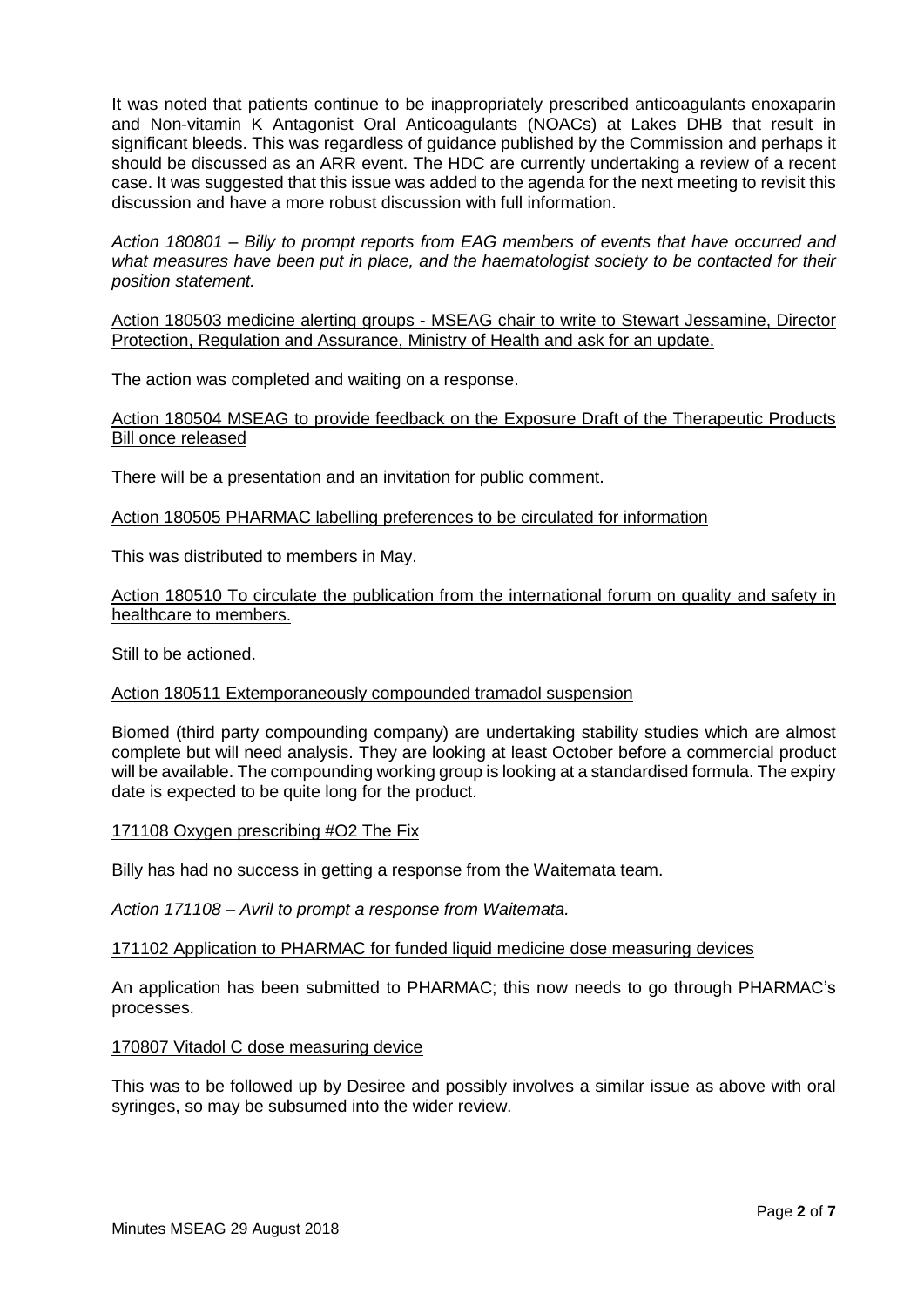It was noted that patients continue to be inappropriately prescribed anticoagulants enoxaparin and Non-vitamin K Antagonist Oral Anticoagulants (NOACs) at Lakes DHB that result in significant bleeds. This was regardless of guidance published by the Commission and perhaps it should be discussed as an ARR event. The HDC are currently undertaking a review of a recent case. It was suggested that this issue was added to the agenda for the next meeting to revisit this discussion and have a more robust discussion with full information.

*Action 180801 – Billy to prompt reports from EAG members of events that have occurred and what measures have been put in place, and the haematologist society to be contacted for their position statement.*

<u>Action 180503 medicine alerting groups - MSEAG chair to write to Stewart Jessamine, Director Protection, Regulation and Assurance, Ministry of Health and ask for an update.</u>

The action was completed and waiting on a response.

<u>Action 180504 MSEAG to provide feedback on the Exposure Draft of the Therapeutic Products Bill once released</u>

There will be a presentation and an invitation for public comment.

<u>Action 180505 PHARMAC labelling preferences to be circulated for information</u>

This was distributed to members in May.

<u>Action 180510 To circulate the publication from the international forum on quality and safety in healthcare to members.</u>

Still to be actioned.

<u>Action 180511 Extemporaneously compounded tramadol suspension</u>

Biomed (third party compounding company) are undertaking stability studies which are almost complete but will need analysis. They are looking at least October before a commercial product will be available. The compounding working group is looking at a standardised formula. The expiry date is expected to be quite long for the product.

<u>171108 Oxygen prescribing #O2 The Fix</u>

Billy has had no success in getting a response from the Waitemata team.

*Action 171108 – Avril to prompt a response from Waitemata.*

<u>171102 Application to PHARMAC for funded liquid medicine dose measuring devices</u>

An application has been submitted to PHARMAC; this now needs to go through PHARMAC's processes.

<u>170807 Vitadol C dose measuring device</u>

This was to be followed up by Desiree and possibly involves a similar issue as above with oral syringes, so may be subsumed into the wider review.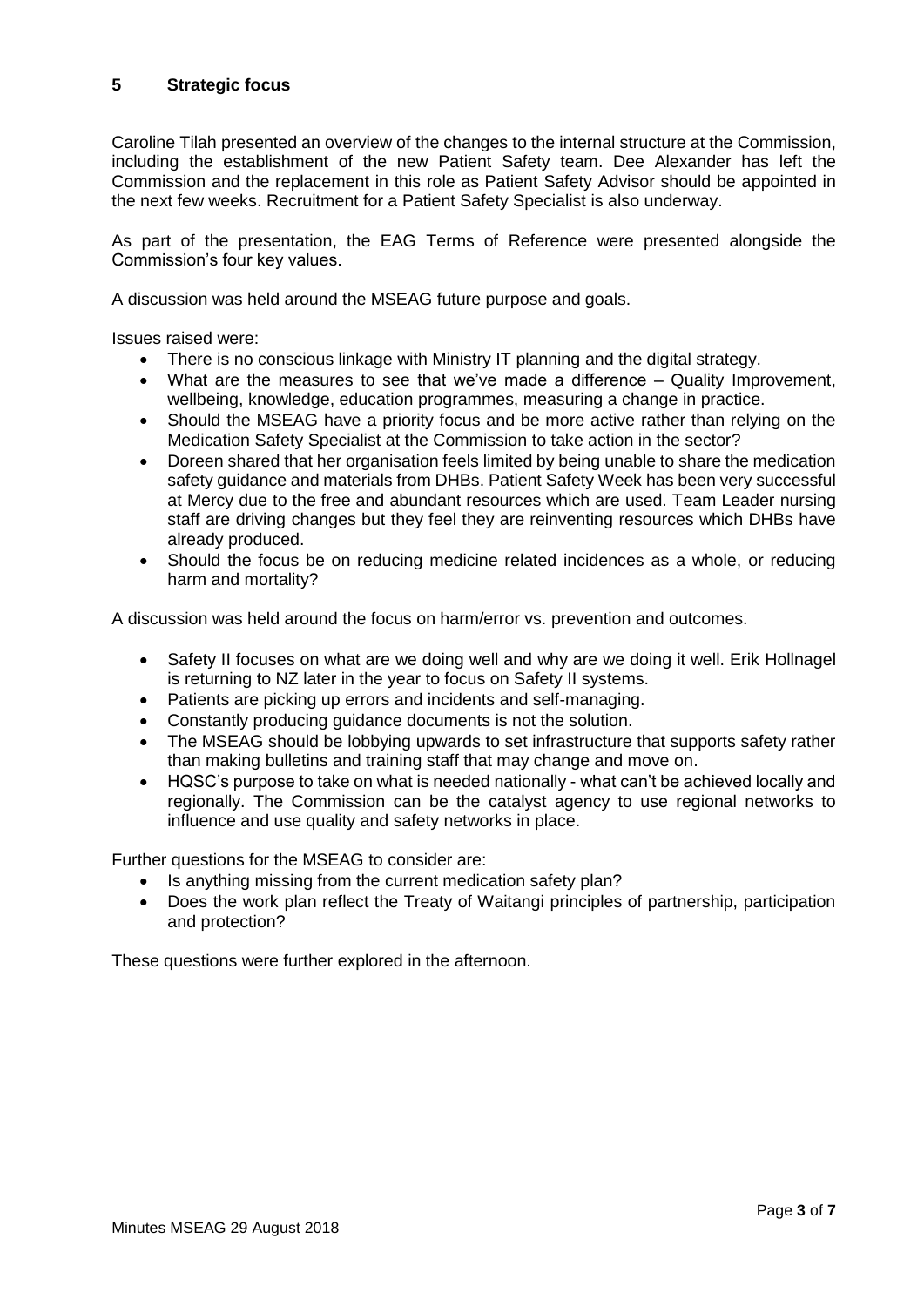## 5 Strategic focus

Caroline Tilah presented an overview of the changes to the internal structure at the Commission, including the establishment of the new Patient Safety team. Dee Alexander has left the Commission and the replacement in this role as Patient Safety Advisor should be appointed in the next few weeks. Recruitment for a Patient Safety Specialist is also underway.

As part of the presentation, the EAG Terms of Reference were presented alongside the Commission's four key values.

A discussion was held around the MSEAG future purpose and goals.

Issues raised were:

- There is no conscious linkage with Ministry IT planning and the digital strategy.
- What are the measures to see that we've made a difference – Quality Improvement, wellbeing, knowledge, education programmes, measuring a change in practice.
- Should the MSEAG have a priority focus and be more active rather than relying on the Medication Safety Specialist at the Commission to take action in the sector?
- Doreen shared that her organisation feels limited by being unable to share the medication safety guidance and materials from DHBs. Patient Safety Week has been very successful at Mercy due to the free and abundant resources which are used. Team Leader nursing staff are driving changes but they feel they are reinventing resources which DHBs have already produced.
- Should the focus be on reducing medicine related incidences as a whole, or reducing harm and mortality?

A discussion was held around the focus on harm/error vs. prevention and outcomes.

- Safety II focuses on what are we doing well and why are we doing it well. Erik Hollnagel is returning to NZ later in the year to focus on Safety II systems.
- Patients are picking up errors and incidents and self-managing.
- Constantly producing guidance documents is not the solution.
- The MSEAG should be lobbying upwards to set infrastructure that supports safety rather than making bulletins and training staff that may change and move on.
- HQSC's purpose to take on what is needed nationally - what can't be achieved locally and regionally. The Commission can be the catalyst agency to use regional networks to influence and use quality and safety networks in place.

Further questions for the MSEAG to consider are:

- Is anything missing from the current medication safety plan?
- Does the work plan reflect the Treaty of Waitangi principles of partnership, participation and protection?

These questions were further explored in the afternoon.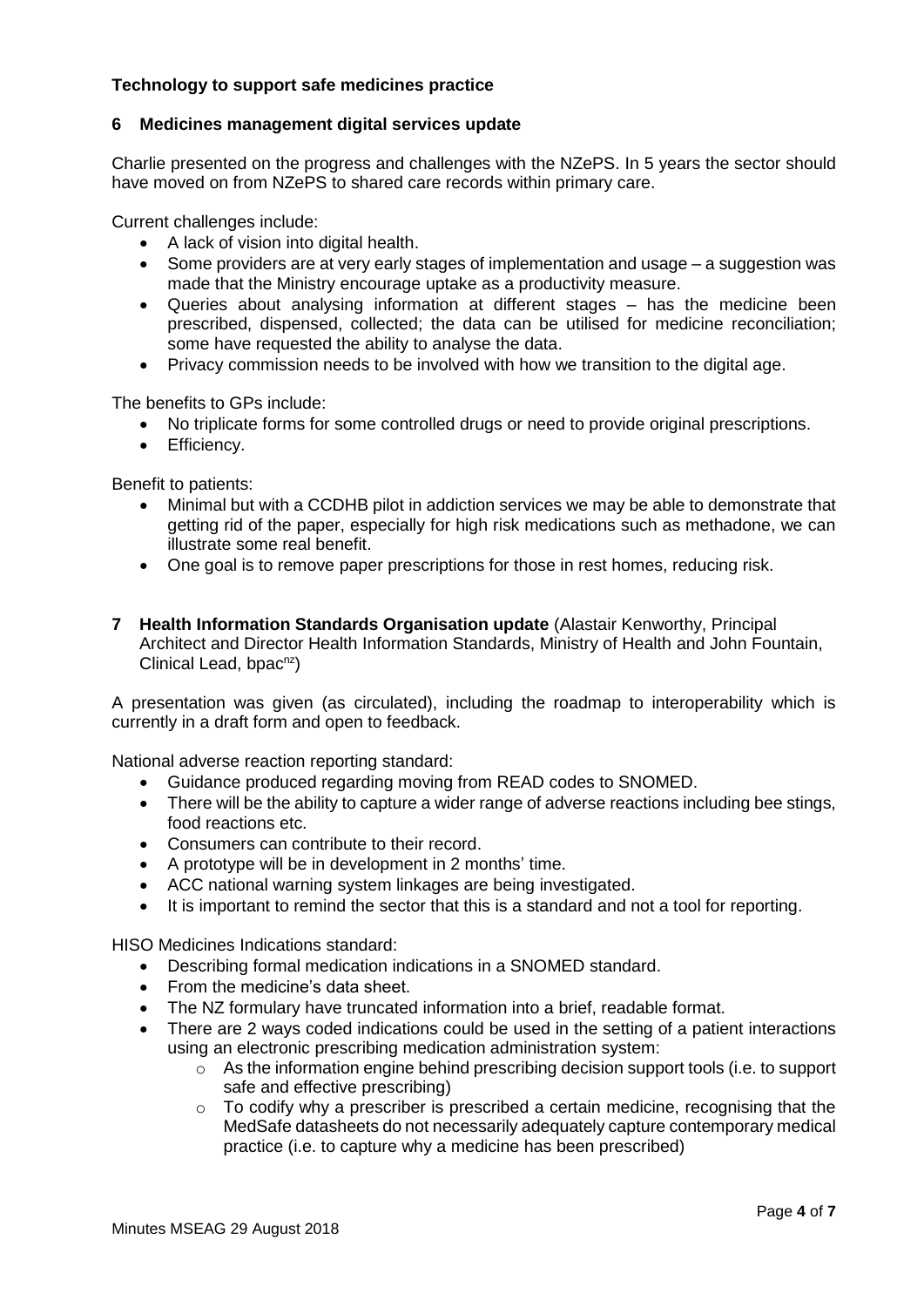**Technology to support safe medicines practice**

**6 Medicines management digital services update**

Charlie presented on the progress and challenges with the NZePS. In 5 years the sector should have moved on from NZePS to shared care records within primary care.

Current challenges include:

- A lack of vision into digital health.
- Some providers are at very early stages of implementation and usage – a suggestion was made that the Ministry encourage uptake as a productivity measure.
- Queries about analysing information at different stages – has the medicine been prescribed, dispensed, collected; the data can be utilised for medicine reconciliation; some have requested the ability to analyse the data.
- Privacy commission needs to be involved with how we transition to the digital age.

The benefits to GPs include:

- No triplicate forms for some controlled drugs or need to provide original prescriptions.
- Efficiency.

Benefit to patients:

- Minimal but with a CCDHB pilot in addiction services we may be able to demonstrate that getting rid of the paper, especially for high risk medications such as methadone, we can illustrate some real benefit.
- One goal is to remove paper prescriptions for those in rest homes, reducing risk.

**7 Health Information Standards Organisation update** (Alastair Kenworthy, Principal Architect and Director Health Information Standards, Ministry of Health and John Fountain, Clinical Lead, bpac[nz])

A presentation was given (as circulated), including the roadmap to interoperability which is currently in a draft form and open to feedback.

National adverse reaction reporting standard:

- Guidance produced regarding moving from READ codes to SNOMED.
- There will be the ability to capture a wider range of adverse reactions including bee stings, food reactions etc.
- Consumers can contribute to their record.
- A prototype will be in development in 2 months' time.
- ACC national warning system linkages are being investigated.
- It is important to remind the sector that this is a standard and not a tool for reporting.

HISO Medicines Indications standard:

- Describing formal medication indications in a SNOMED standard.
- From the medicine's data sheet.
- The NZ formulary have truncated information into a brief, readable format.
- There are 2 ways coded indications could be used in the setting of a patient interactions using an electronic prescribing medication administration system:
  - As the information engine behind prescribing decision support tools (i.e. to support safe and effective prescribing)
  - To codify why a prescriber is prescribed a certain medicine, recognising that the MedSafe datasheets do not necessarily adequately capture contemporary medical practice (i.e. to capture why a medicine has been prescribed)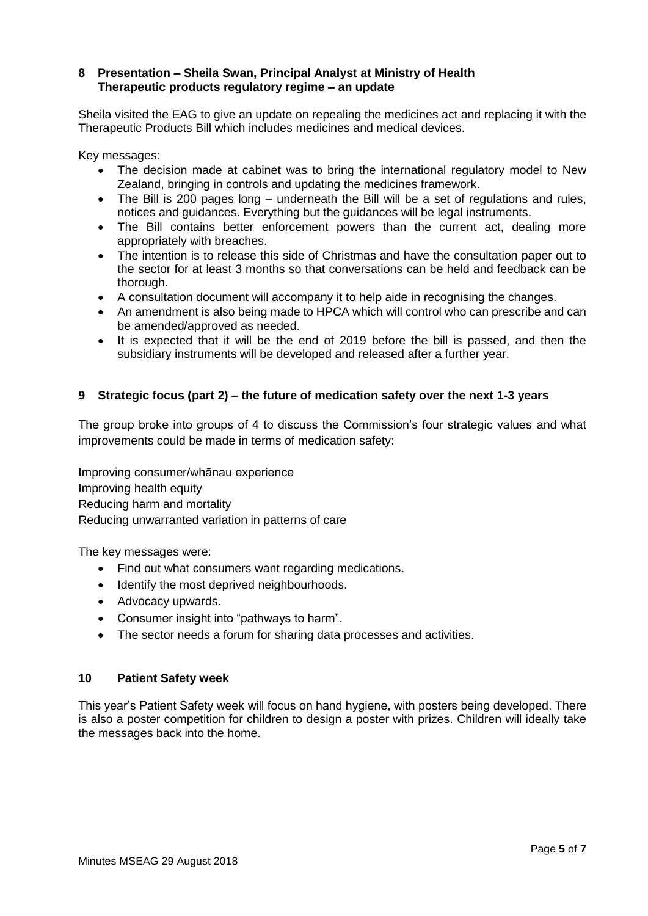## 8 Presentation – Sheila Swan, Principal Analyst at Ministry of Health Therapeutic products regulatory regime – an update

Sheila visited the EAG to give an update on repealing the medicines act and replacing it with the Therapeutic Products Bill which includes medicines and medical devices.

Key messages:

- The decision made at cabinet was to bring the international regulatory model to New Zealand, bringing in controls and updating the medicines framework.
- The Bill is 200 pages long – underneath the Bill will be a set of regulations and rules, notices and guidances. Everything but the guidances will be legal instruments.
- The Bill contains better enforcement powers than the current act, dealing more appropriately with breaches.
- The intention is to release this side of Christmas and have the consultation paper out to the sector for at least 3 months so that conversations can be held and feedback can be thorough.
- A consultation document will accompany it to help aide in recognising the changes.
- An amendment is also being made to HPCA which will control who can prescribe and can be amended/approved as needed.
- It is expected that it will be the end of 2019 before the bill is passed, and then the subsidiary instruments will be developed and released after a further year.

## 9 Strategic focus (part 2) – the future of medication safety over the next 1-3 years

The group broke into groups of 4 to discuss the Commission's four strategic values and what improvements could be made in terms of medication safety:

Improving consumer/whānau experience
Improving health equity
Reducing harm and mortality
Reducing unwarranted variation in patterns of care

The key messages were:

- Find out what consumers want regarding medications.
- Identify the most deprived neighbourhoods.
- Advocacy upwards.
- Consumer insight into "pathways to harm".
- The sector needs a forum for sharing data processes and activities.

## 10 Patient Safety week

This year's Patient Safety week will focus on hand hygiene, with posters being developed. There is also a poster competition for children to design a poster with prizes. Children will ideally take the messages back into the home.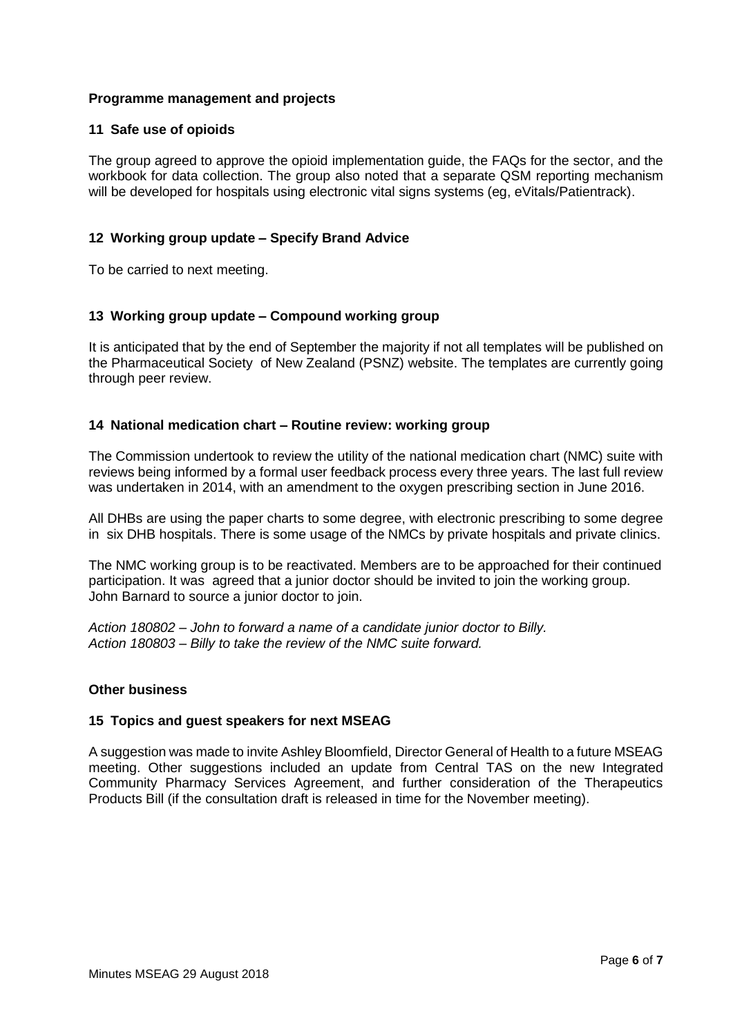**Programme management and projects**

### 11 Safe use of opioids

The group agreed to approve the opioid implementation guide, the FAQs for the sector, and the workbook for data collection. The group also noted that a separate QSM reporting mechanism will be developed for hospitals using electronic vital signs systems (eg, eVitals/Patientrack).

### 12 Working group update – Specify Brand Advice

To be carried to next meeting.

### 13 Working group update – Compound working group

It is anticipated that by the end of September the majority if not all templates will be published on the Pharmaceutical Society of New Zealand (PSNZ) website. The templates are currently going through peer review.

### 14 National medication chart – Routine review: working group

The Commission undertook to review the utility of the national medication chart (NMC) suite with reviews being informed by a formal user feedback process every three years. The last full review was undertaken in 2014, with an amendment to the oxygen prescribing section in June 2016.

All DHBs are using the paper charts to some degree, with electronic prescribing to some degree in six DHB hospitals. There is some usage of the NMCs by private hospitals and private clinics.

The NMC working group is to be reactivated. Members are to be approached for their continued participation. It was agreed that a junior doctor should be invited to join the working group. John Barnard to source a junior doctor to join.

*Action 180802 – John to forward a name of a candidate junior doctor to Billy.*
*Action 180803 – Billy to take the review of the NMC suite forward.*

**Other business**

### 15 Topics and guest speakers for next MSEAG

A suggestion was made to invite Ashley Bloomfield, Director General of Health to a future MSEAG meeting. Other suggestions included an update from Central TAS on the new Integrated Community Pharmacy Services Agreement, and further consideration of the Therapeutics Products Bill (if the consultation draft is released in time for the November meeting).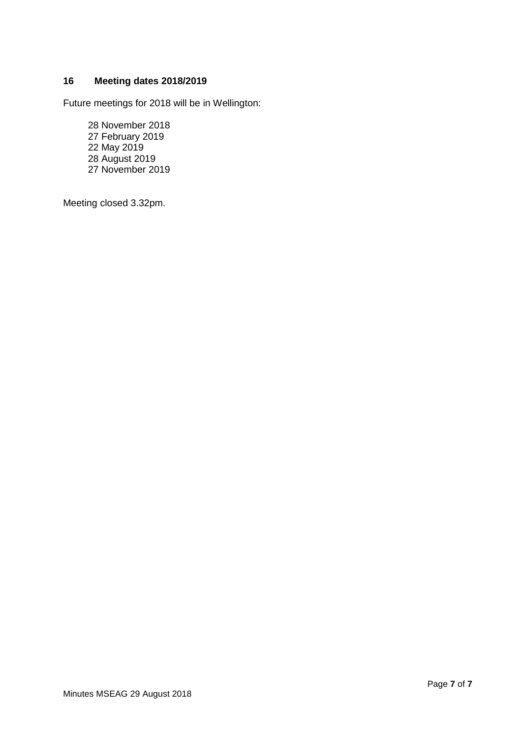## 16 Meeting dates 2018/2019

Future meetings for 2018 will be in Wellington:

28 November 2018
27 February 2019
22 May 2019
28 August 2019
27 November 2019

Meeting closed 3.32pm.